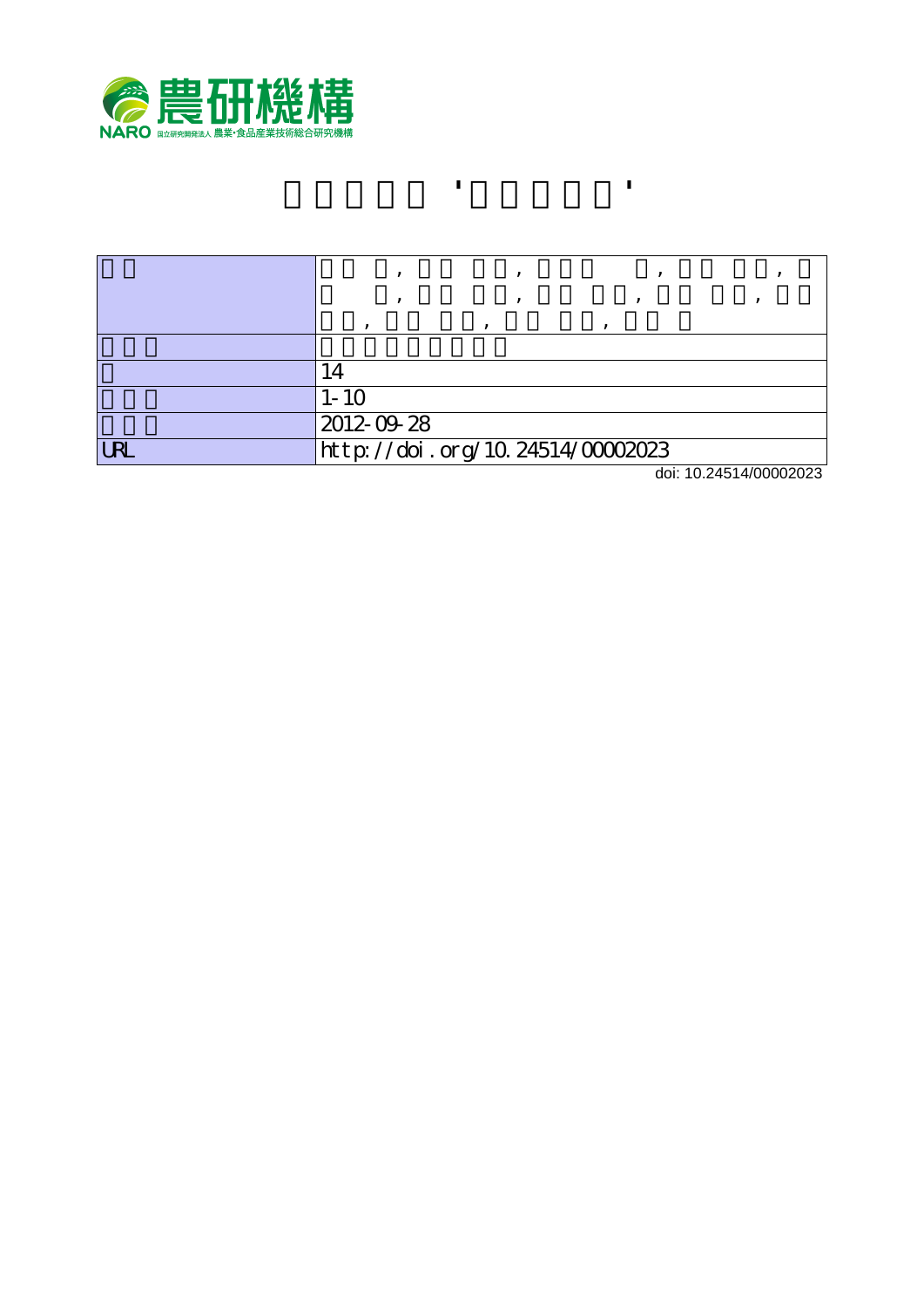農研機構

NARO 国立研究開発法人 農業・食品産業技術総合研究機構

| | |
|---|---|
| | |
| | |
| | 14 |
| | 1-10 |
| | 2012-09-28 |
| URL | http://doi.org/10.24514/00002023 |

doi: 10.24514/00002023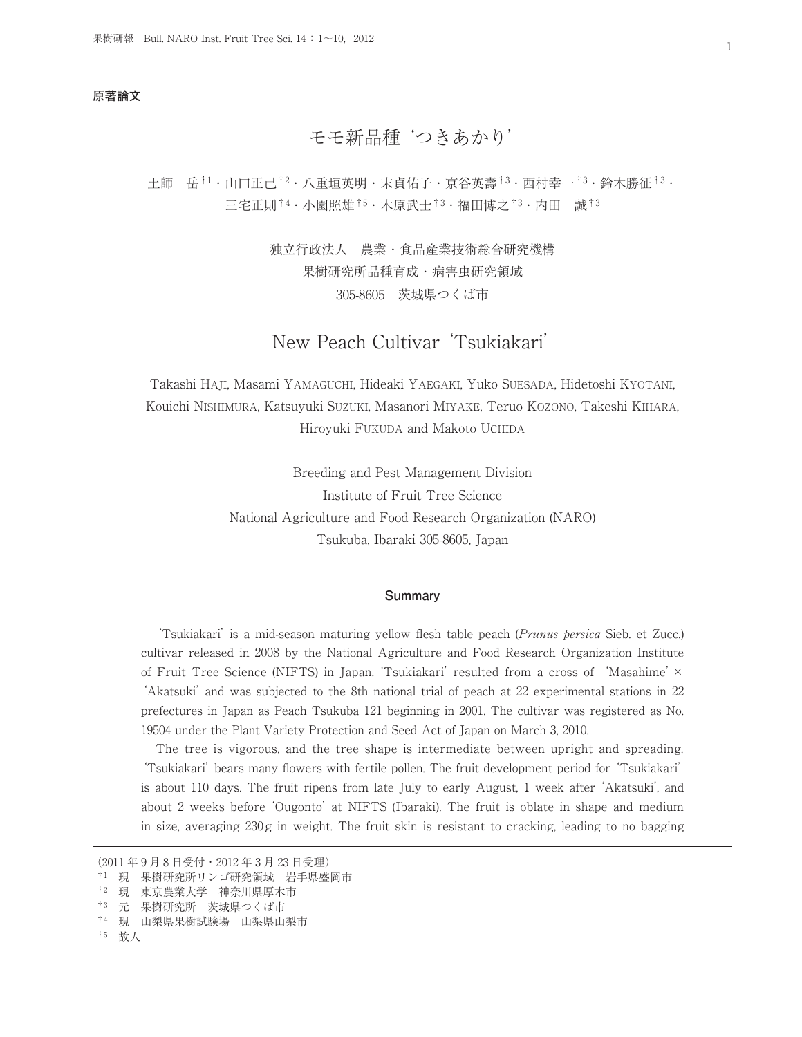**原著論文**

# モモ新品種‘つきあかり’

土師　岳[†1]・山口正己[†2]・八重垣英明・末貞佑子・京谷英壽[†3]・西村幸一[†3]・鈴木勝征[†3]・三宅正則[†4]・小園照雄[†5]・木原武士[†3]・福田博之[†3]・内田　誠[†3]

独立行政法人　農業・食品産業技術総合研究機構
果樹研究所品種育成・病害虫研究領域
305-8605　茨城県つくば市

# New Peach Cultivar ‘Tsukiakari’

Takashi Haji, Masami Yamaguchi, Hideaki Yaegaki, Yuko Suesada, Hidetoshi Kyotani, Kouichi Nishimura, Katsuyuki Suzuki, Masanori Miyake, Teruo Kozono, Takeshi Kihara, Hiroyuki Fukuda and Makoto Uchida

Breeding and Pest Management Division
Institute of Fruit Tree Science
National Agriculture and Food Research Organization (NARO)
Tsukuba, Ibaraki 305-8605, Japan

## Summary

‘Tsukiakari’ is a mid-season maturing yellow flesh table peach (*Prunus persica* Sieb. et Zucc.) cultivar released in 2008 by the National Agriculture and Food Research Organization Institute of Fruit Tree Science (NIFTS) in Japan. ‘Tsukiakari’ resulted from a cross of ‘Masahime’ × ‘Akatsuki’ and was subjected to the 8th national trial of peach at 22 experimental stations in 22 prefectures in Japan as Peach Tsukuba 121 beginning in 2001. The cultivar was registered as No. 19504 under the Plant Variety Protection and Seed Act of Japan on March 3, 2010.

The tree is vigorous, and the tree shape is intermediate between upright and spreading. ‘Tsukiakari’ bears many flowers with fertile pollen. The fruit development period for ‘Tsukiakari’ is about 110 days. The fruit ripens from late July to early August, 1 week after ‘Akatsuki’, and about 2 weeks before ‘Ougonto’ at NIFTS (Ibaraki). The fruit is oblate in shape and medium in size, averaging 230 g in weight. The fruit skin is resistant to cracking, leading to no bagging

(2011 年 9 月 8 日受付・2012 年 3 月 23 日受理)

[†1] 現　果樹研究所リンゴ研究領域　岩手県盛岡市
[†2] 現　東京農業大学　神奈川県厚木市
[†3] 元　果樹研究所　茨城県つくば市
[†4] 現　山梨県果樹試験場　山梨県山梨市
[†5] 故人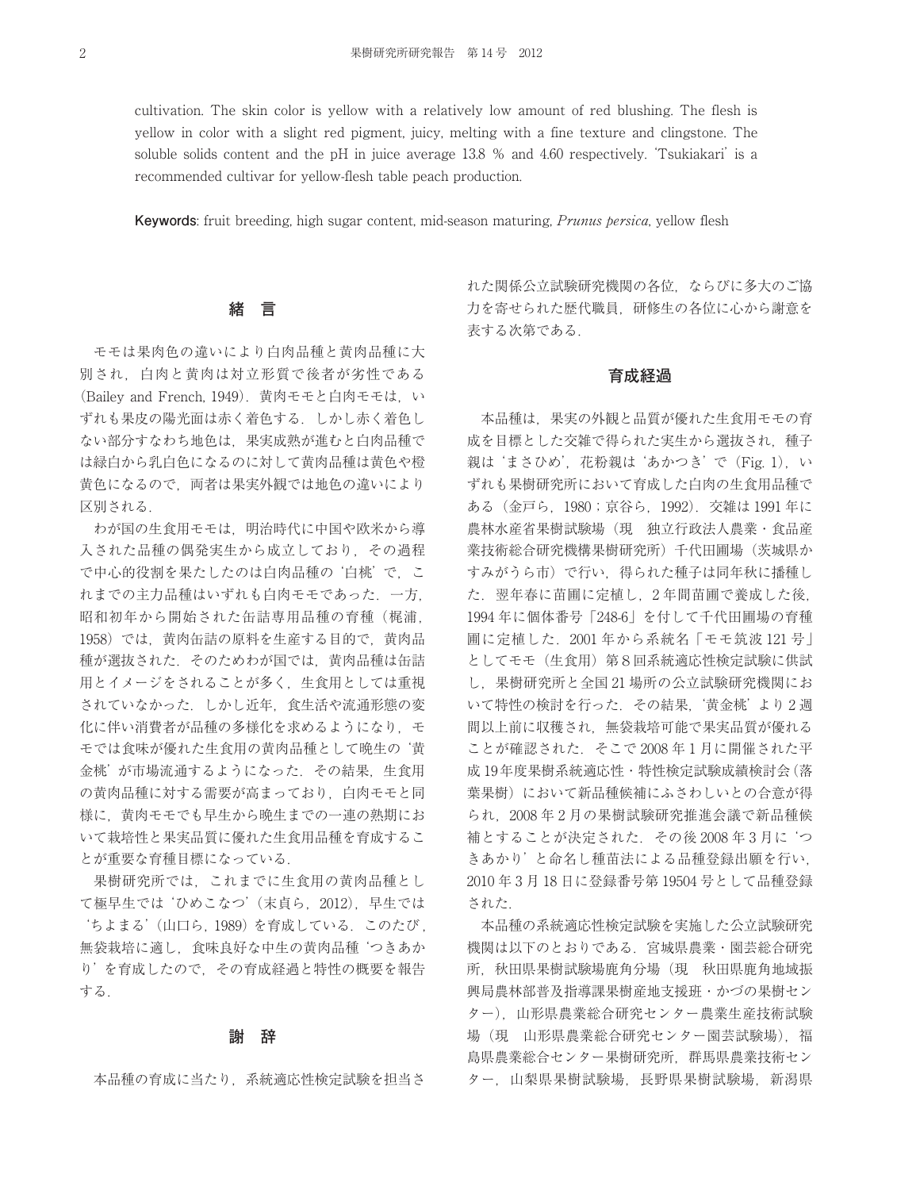cultivation. The skin color is yellow with a relatively low amount of red blushing. The flesh is yellow in color with a slight red pigment, juicy, melting with a fine texture and clingstone. The soluble solids content and the pH in juice average 13.8 % and 4.60 respectively. 'Tsukiakari' is a recommended cultivar for yellow-flesh table peach production.

**Keywords**: fruit breeding, high sugar content, mid-season maturing, *Prunus persica*, yellow flesh

## 緒　言

モモは果肉色の違いにより白肉品種と黄肉品種に大別され，白肉と黄肉は対立形質で後者が劣性である（Bailey and French, 1949）．黄肉モモと白肉モモは，いずれも果皮の陽光面は赤く着色する．しかし赤く着色しない部分すなわち地色は，果実成熟が進むと白肉品種では緑白から乳白色になるのに対して黄肉品種は黄色や橙黄色になるので，両者は果実外観では地色の違いにより区別される．

わが国の生食用モモは，明治時代に中国や欧米から導入された品種の偶発実生から成立しており，その過程で中心的役割を果たしたのは白肉品種の'白桃'で，これまでの主力品種はいずれも白肉モモであった．一方，昭和初年から開始された缶詰専用品種の育種（梶浦，1958）では，黄肉缶詰の原料を生産する目的で，黄肉品種が選抜された．そのためわが国では，黄肉品種は缶詰用とイメージをされることが多く，生食用としては重視されていなかった．しかし近年，食生活や流通形態の変化に伴い消費者が品種の多様化を求めるようになり，モモでは食味が優れた生食用の黄肉品種として晩生の'黄金桃'が市場流通するようになった．その結果，生食用の黄肉品種に対する需要が高まっており，白肉モモと同様に，黄肉モモでも早生から晩生までの一連の熟期において栽培性と果実品質に優れた生食用品種を育成することが重要な育種目標になっている．

果樹研究所では，これまでに生食用の黄肉品種として極早生では'ひめこなつ'（末貞ら，2012），早生では'ちよまる'（山口ら，1989）を育成している．このたび，無袋栽培に適し，食味良好な中生の黄肉品種'つきあかり'を育成したので，その育成経過と特性の概要を報告する．

## 謝　辞

本品種の育成に当たり，系統適応性検定試験を担当された関係公立試験研究機関の各位，ならびに多大のご協力を寄せられた歴代職員，研修生の各位に心から謝意を表する次第である．

## 育成経過

本品種は，果実の外観と品質が優れた生食用モモの育成を目標とした交雑で得られた実生から選抜され，種子親は'まさひめ'，花粉親は'あかつき'で（Fig. 1），いずれも果樹研究所において育成した白肉の生食用品種である（金戸ら，1980；京谷ら，1992）．交雑は 1991 年に農林水産省果樹試験場（現　独立行政法人農業・食品産業技術総合研究機構果樹研究所）千代田圃場（茨城県かすみがうら市）で行い，得られた種子は同年秋に播種した．翌年春に苗圃に定植し，2 年間苗圃で養成した後，1994 年に個体番号「248-6」を付して千代田圃場の育種圃に定植した．2001 年から系統名「モモ筑波 121 号」としてモモ（生食用）第 8 回系統適応性検定試験に供試し，果樹研究所と全国 21 場所の公立試験研究機関において特性の検討を行った．その結果，'黄金桃'より 2 週間以上前に収穫され，無袋栽培可能で果実品質が優れることが確認された．そこで 2008 年 1 月に開催された平成 19 年度果樹系統適応性・特性検定試験成績検討会（落葉果樹）において新品種候補にふさわしいとの合意が得られ，2008 年 2 月の果樹試験研究推進会議で新品種候補とすることが決定された．その後 2008 年 3 月に'つきあかり'と命名し種苗法による品種登録出願を行い，2010 年 3 月 18 日に登録番号第 19504 号として品種登録された．

本品種の系統適応性検定試験を実施した公立試験研究機関は以下のとおりである．宮城県農業・園芸総合研究所，秋田県果樹試験場鹿角分場（現　秋田県鹿角地域振興局農林部普及指導課果樹産地支援班・かづの果樹センター），山形県農業総合研究センター農業生産技術試験場（現　山形県農業総合研究センター園芸試験場），福島県農業総合センター果樹研究所，群馬県農業技術センター，山梨県果樹試験場，長野県果樹試験場，新潟県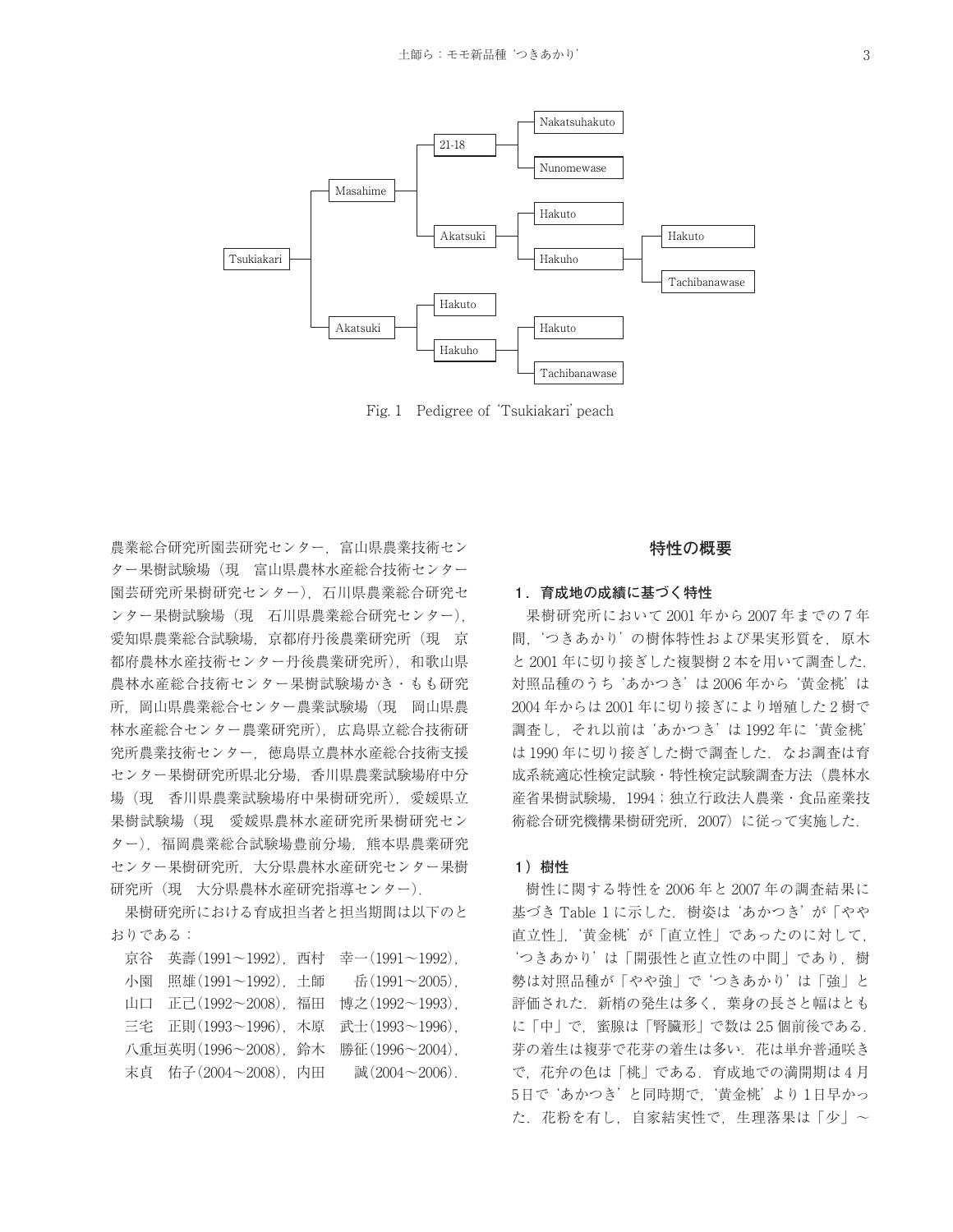```
Tsukiakari
├── Masahime
│   ├── 21-18
│   │   ├── Nakatsuhakuto
│   │   └── Nunomewase
│   └── Akatsuki
│       ├── Hakuto
│       └── Hakuho
│           ├── Hakuto
│           └── Tachibanawase
└── Akatsuki
    ├── Hakuto
    └── Hakuho
        ├── Hakuto
        └── Tachibanawase
```

Fig. 1　Pedigree of 'Tsukiakari' peach

農業総合研究所園芸研究センター，富山県農業技術センター果樹試験場（現　富山県農林水産総合技術センター園芸研究所果樹研究センター），石川県農業総合研究センター果樹試験場（現　石川県農林総合研究センター），愛知県農業総合試験場，京都府丹後農業研究所（現　京都府農林水産技術センター丹後農業研究所），和歌山県農林水産総合技術センター果樹試験場かき・もも研究所，岡山県農業総合センター農業試験場（現　岡山県農林水産総合センター農業研究所），広島県立総合技術研究所農業技術センター，徳島県立農林水産総合技術支援センター果樹研究所県北分場，香川県農業試験場府中分場（現　香川県農業試験場府中果樹研究所），愛媛県立果樹試験場（現　愛媛県農林水産研究所果樹研究センター），福岡農業総合試験場豊前分場，熊本県農業研究センター果樹研究所，大分県農林水産研究センター果樹研究所（現　大分県農林水産研究指導センター）．

果樹研究所における育成担当者と担当期間は以下のとおりである：

京谷　英壽(1991～1992)，西村　幸一(1991～1992)，
小園　照雄(1991～1992)，土師　　岳(1991～2005)，
山口　正己(1992～2008)，福田　博之(1992～1993)，
三宅　正則(1993～1996)，木原　武士(1993～1996)，
八重垣英明(1996～2008)，鈴木　勝征(1996～2004)，
末貞　佑子(2004～2008)，内田　　誠(2004～2006)．

## 特性の概要

### 1．育成地の成績に基づく特性

果樹研究所において2001年から2007年までの7年間，'つきあかり'の樹体特性および果実形質を，原木と2001年に切り接ぎした複製樹2本を用いて調査した．対照品種のうち'あかつき'は2006年から'黄金桃'は2004年からは2001年に切り接ぎにより増殖した2樹で調査し，それ以前は'あかつき'は1992年に'黄金桃'は1990年に切り接ぎした樹で調査した．なお調査は育成系統適応性検定試験・特性検定試験調査方法（農林水産省果樹試験場，1994；独立行政法人農業・食品産業技術総合研究機構果樹研究所，2007）に従って実施した．

#### 1）樹性

樹性に関する特性を2006年と2007年の調査結果に基づきTable 1に示した．樹姿は'あかつき'が「やや直立性」，'黄金桃'が「直立性」であったのに対して，'つきあかり'は「開張性と直立性の中間」であり，樹勢は対照品種が「やや強」で'つきあかり'は「強」と評価された．新梢の発生は多く，葉身の長さと幅はともに「中」で，蜜腺は「腎臓形」で数は2.5個前後である．芽の着生は複芽で花芽の着生は多い．花は単弁普通咲きで，花弁の色は「桃」である．育成地での満開期は4月5日で'あかつき'と同時期で，'黄金桃'より1日早かった．花粉を有し，自家結実性で，生理落果は「少」～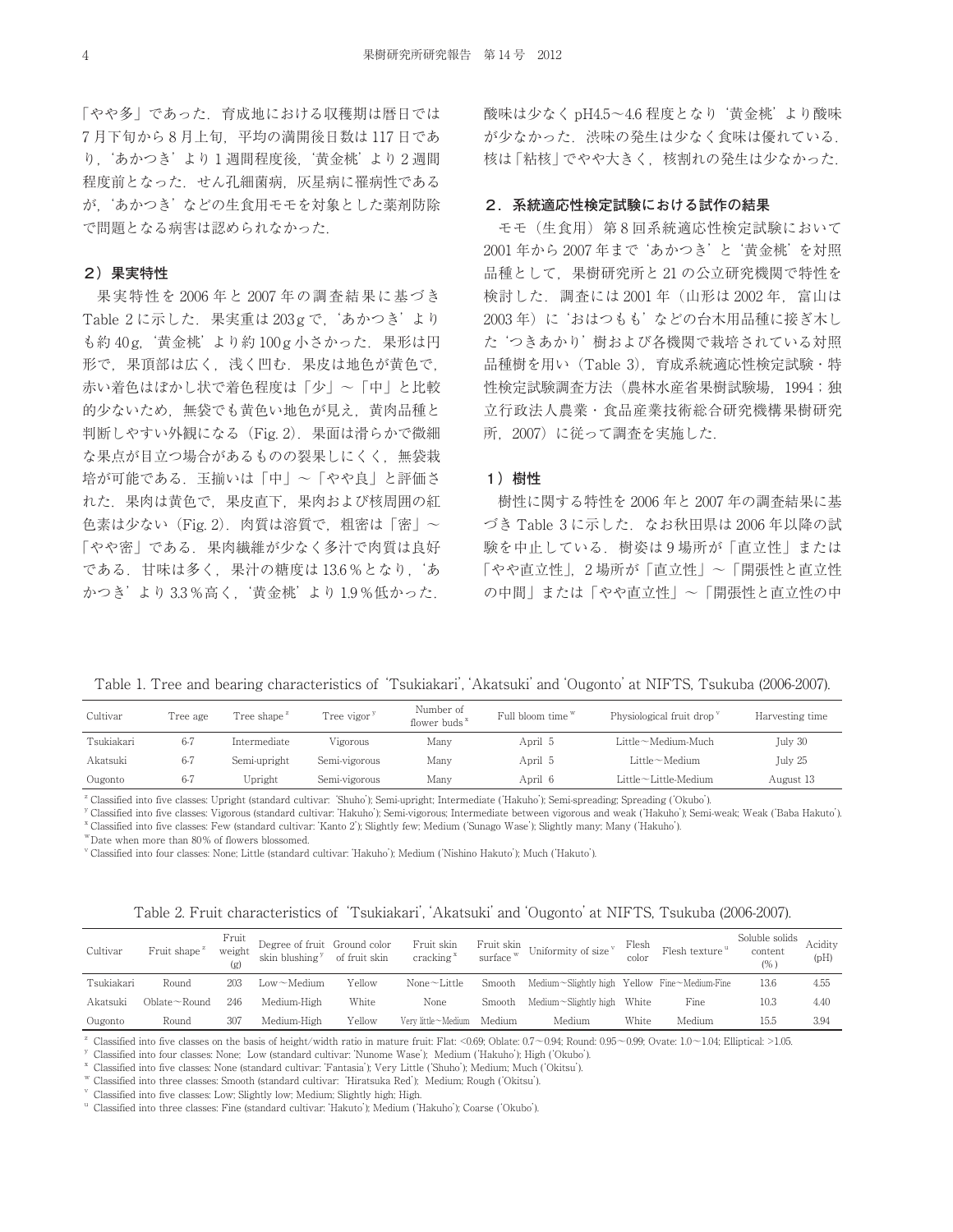「やや多」であった．育成地における収穫期は暦日では7月下旬から8月上旬，平均の満開後日数は117日であり，'あかつき'より1週間程度後，'黄金桃'より2週間程度前となった．せん孔細菌病，灰星病に罹病性であるが，'あかつき'などの生食用モモを対象とした薬剤防除で問題となる病害は認められなかった．

### 2）果実特性

果実特性を2006年と2007年の調査結果に基づきTable 2に示した．果実重は203 gで，'あかつき'よりも約40 g，'黄金桃'より約100 g小さかった．果形は円形で，果頂部は広く，浅く凹む．果皮は地色が黄色で，赤い着色はぼかし状で着色程度は「少」～「中」と比較的少ないため，無袋でも黄色い地色が見え，黄肉品種と判断しやすい外観になる（Fig. 2）．果面は滑らかで微細な果点が目立つ場合があるものの裂果しにくく，無袋栽培が可能である．玉揃いは「中」～「やや良」と評価された．果肉は黄色で，果皮直下，果肉および核周囲の紅色素は少ない（Fig. 2）．肉質は溶質で，粗密は「密」～「やや密」である．果肉繊維が少なく多汁で肉質は良好である．甘味は多く，果汁の糖度は13.6％となり，'あかつき'より3.3％高く，'黄金桃'より1.9％低かった．酸味は少なくpH4.5～4.6程度となり'黄金桃'より酸味が少なかった．渋味の発生は少なく食味は優れている．核は「粘核」でやや大きく，核割れの発生は少なかった．

## 2．系統適応性検定試験における試作の結果

モモ（生食用）第8回系統適応性検定試験において2001年から2007年まで'あかつき'と'黄金桃'を対照品種として，果樹研究所と21の公立研究機関で特性を検討した．調査には2001年（山形は2002年，富山は2003年）に'おはつもも'などの台木用品種に接ぎ木した'つきあかり'樹および各機関で栽培されている対照品種樹を用い（Table 3），育成系統適応性検定試験・特性検定試験調査方法（農林水産省果樹試験場，1994；独立行政法人農業・食品産業技術総合研究機構果樹研究所，2007）に従って調査を実施した．

### 1）樹性

樹性に関する特性を2006年と2007年の調査結果に基づきTable 3に示した．なお秋田県は2006年以降の試験を中止している．樹姿は9場所が「直立性」または「やや直立性」，2場所が「直立性」～「開張性と直立性の中間」または「やや直立性」～「開張性と直立性の中

Table 1. Tree and bearing characteristics of 'Tsukiakari', 'Akatsuki' and 'Ougonto' at NIFTS, Tsukuba (2006-2007).

| Cultivar | Tree age | Tree shape [z] | Tree vigor [y] | Number of flower buds [x] | Full bloom time [w] | Physiological fruit drop [v] | Harvesting time |
|---|---|---|---|---|---|---|---|
| Tsukiakari | 6-7 | Intermediate | Vigorous | Many | April 5 | Little～Medium-Much | July 30 |
| Akatsuki | 6-7 | Semi-upright | Semi-vigorous | Many | April 5 | Little～Medium | July 25 |
| Ougonto | 6-7 | Upright | Semi-vigorous | Many | April 6 | Little～Little-Medium | August 13 |

[z] Classified into five classes: Upright (standard cultivar: 'Shuho'); Semi-upright; Intermediate ('Hakuho'); Semi-spreading; Spreading ('Okubo').
[y] Classified into five classes: Vigorous (standard cultivar: 'Hakuho'); Semi-vigorous; Intermediate between vigorous and weak ('Hakuho'); Semi-weak; Weak ('Baba Hakuto').
[x] Classified into five classes: Few (standard cultivar: 'Kanto 2'); Slightly few; Medium ('Sunago Wase'); Slightly many; Many ('Hakuho').
[w] Date when more than 80% of flowers blossomed.
[v] Classified into four classes: None; Little (standard cultivar: 'Hakuho'); Medium ('Nishino Hakuto'); Much ('Hakuto').

Table 2. Fruit characteristics of 'Tsukiakari', 'Akatsuki' and 'Ougonto' at NIFTS, Tsukuba (2006-2007).

| Cultivar | Fruit shape [z] | Fruit weight (g) | Degree of fruit skin blushing [y] | Ground color of fruit skin | Fruit skin cracking [x] | Fruit skin surface [w] | Uniformity of size [v] | Flesh color | Flesh texture [u] | Soluble solids content (%) | Acidity (pH) |
|---|---|---|---|---|---|---|---|---|---|---|---|
| Tsukiakari | Round | 203 | Low～Medium | Yellow | None～Little | Smooth | Medium～Slightly high | Yellow | Fine～Medium-Fine | 13.6 | 4.55 |
| Akatsuki | Oblate～Round | 246 | Medium-High | White | None | Smooth | Medium～Slightly high | White | Fine | 10.3 | 4.40 |
| Ougonto | Round | 307 | Medium-High | Yellow | Very little～Medium | Medium | Medium | White | Medium | 15.5 | 3.94 |

[z] Classified into five classes on the basis of height/width ratio in mature fruit: Flat: <0.69; Oblate: 0.7～0.94; Round: 0.95～0.99; Ovate: 1.0～1.04; Elliptical: >1.05.
[y] Classified into four classes: None; Low (standard cultivar: 'Nunome Wase'); Medium ('Hakuho'); High ('Okubo').
[x] Classified into five classes: None (standard cultivar: 'Fantasia'); Very Little ('Shuho'); Medium; Much ('Okitsu').
[w] Classified into three classes: Smooth (standard cultivar: 'Hiratsuka Red'); Medium; Rough ('Okitsu').
[v] Classified into five classes: Low; Slightly low; Medium; Slightly high; High.
[u] Classified into three classes: Fine (standard cultivar: 'Hakuto'); Medium ('Hakuho'); Coarse ('Okubo').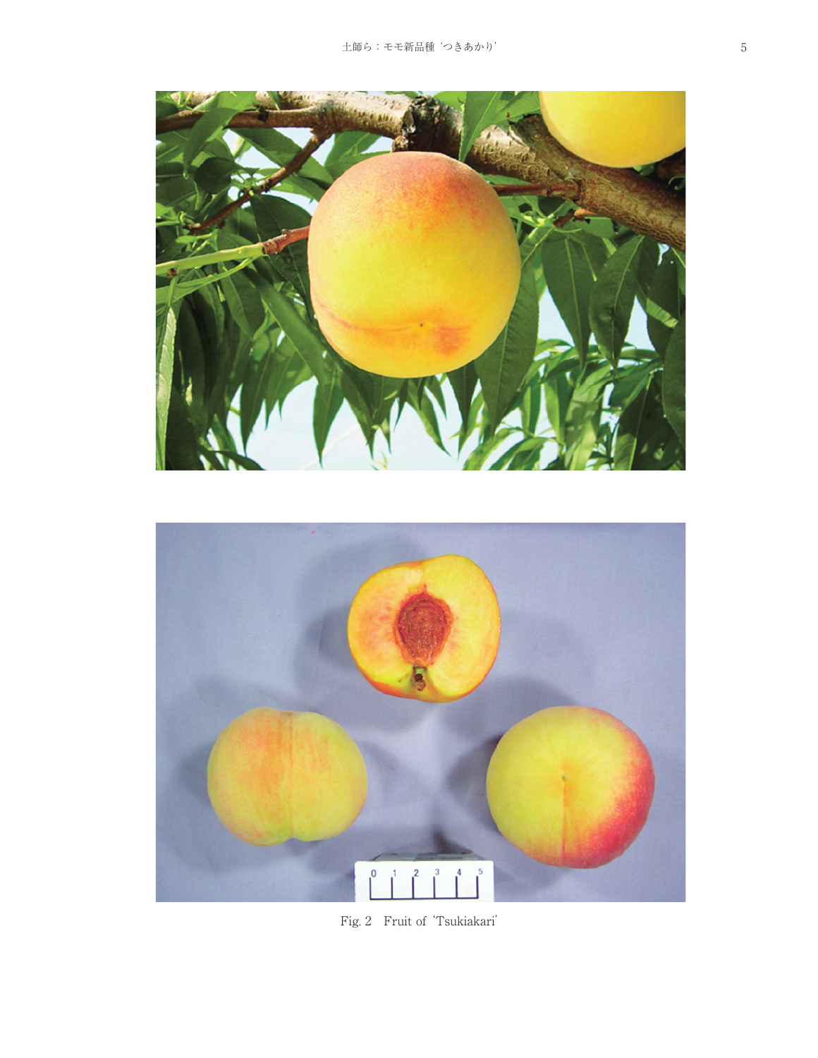Fig. 2　Fruit of 'Tsukiakari'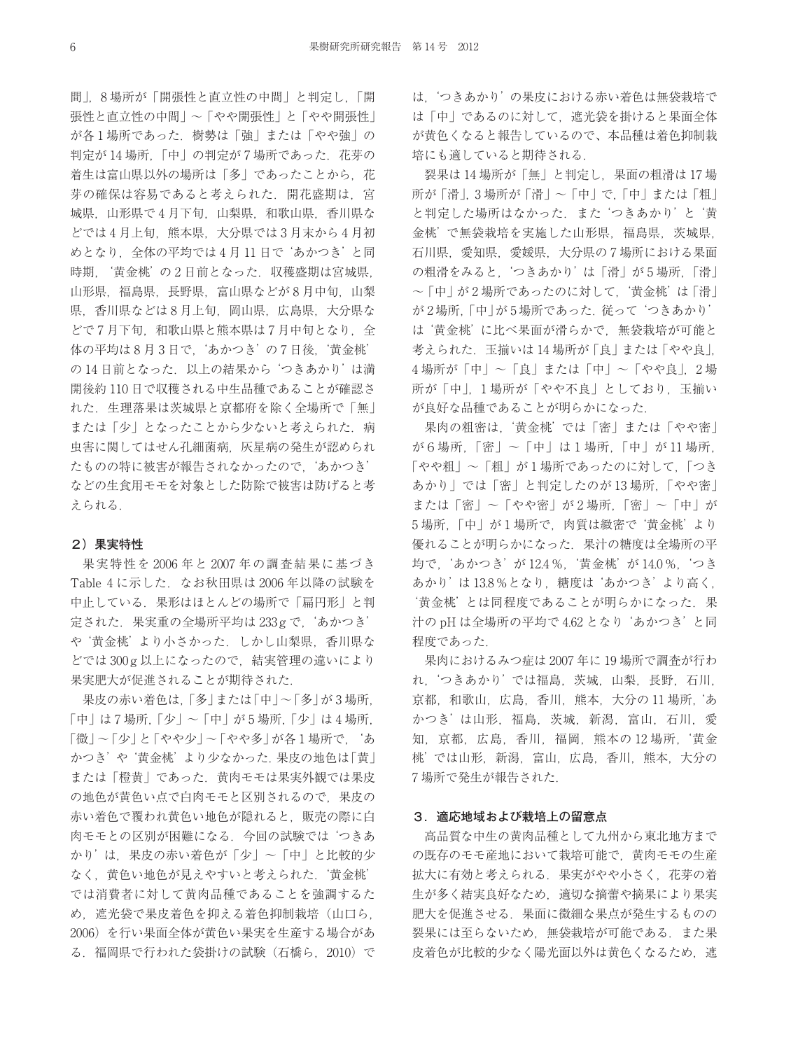間」，8 場所が「開張性と直立性の中間」と判定し，「開張性と直立性の中間」～「やや開張性」と「やや開張性」が各 1 場所であった．樹勢は「強」または「やや強」の判定が 14 場所，「中」の判定が 7 場所であった．花芽の着生は富山県以外の場所は「多」であったことから，花芽の確保は容易であると考えられた．開花盛期は，宮城県，山形県で 4 月下旬，山梨県，和歌山県，香川県などでは 4 月上旬，熊本県，大分県では 3 月末から 4 月初めとなり，全体の平均では 4 月 11 日で‘あかつき’と同時期，‘黄金桃’の 2 日前となった．収穫盛期は宮城県，山形県，福島県，長野県，富山県などが 8 月中旬，山梨県，香川県などは 8 月上旬，岡山県，広島県，大分県などで 7 月下旬，和歌山県と熊本県は 7 月中旬となり，全体の平均は 8 月 3 日で，‘あかつき’の 7 日後，‘黄金桃’の 14 日前となった．以上の結果から‘つきあかり’は満開後約 110 日で収穫される中生品種であることが確認された．生理落果は茨城県と京都府を除く全場所で「無」または「少」となったことから少ないと考えられた．病虫害に関してはせん孔細菌病，灰星病の発生が認められたものの特に被害が報告されなかったので，‘あかつき’などの生食用モモを対象とした防除で被害は防げると考えられる．

### 2）果実特性

果実特性を 2006 年と 2007 年の調査結果に基づき Table 4 に示した．なお秋田県は 2006 年以降の試験を中止している．果形はほとんどの場所で「扁円形」と判定された．果実重の全場所平均は 233 g で，‘あかつき’や‘黄金桃’より小さかった．しかし山梨県，香川県などでは 300 g 以上になったので，結実管理の違いにより果実肥大が促進されることが期待された．

果皮の赤い着色は，「多」または「中」～「多」が 3 場所，「中」は 7 場所，「少」～「中」が 5 場所，「少」は 4 場所，「微」～「少」と「やや少」～「やや多」が各 1 場所で，‘あかつき’や‘黄金桃’より少なかった．果皮の地色は「黄」または「橙黄」であった．黄肉モモは果実外観では果皮の地色が黄色い点で白肉モモと区別されるので，果皮の赤い着色で覆われ黄色い地色が隠れると，販売の際に白肉モモとの区別が困難になる．今回の試験では‘つきあかり’は，果皮の赤い着色が「少」～「中」と比較的少なく，黄色い地色が見えやすいと考えられた．‘黄金桃’では消費者に対して黄肉品種であることを強調するため，遮光袋で果皮着色を抑える着色抑制栽培（山口ら，2006）を行い果面全体が黄色い果実を生産する場合がある．福岡県で行われた袋掛けの試験（石橋ら，2010）では，‘つきあかり’の果皮における赤い着色は無袋栽培では「中」であるのに対して，遮光袋を掛けると果面全体が黄色くなると報告しているので，本品種は着色抑制栽培にも適していると期待される．

裂果は 14 場所が「無」と判定し，果面の粗滑は 17 場所が「滑」，3 場所が「滑」～「中」で，「中」または「粗」と判定した場所はなかった．また‘つきあかり’と‘黄金桃’で無袋栽培を実施した山形県，福島県，茨城県，石川県，愛知県，愛媛県，大分県の 7 場所における果面の粗滑をみると，‘つきあかり’は「滑」が 5 場所，「滑」～「中」が 2 場所であったのに対して，‘黄金桃’は「滑」が 2 場所，「中」が 5 場所であった．従って‘つきあかり’は‘黄金桃’に比べ果面が滑らかで，無袋栽培が可能と考えられた．玉揃いは 14 場所が「良」または「やや良」，4 場所が「中」～「良」または「中」～「やや良」，2 場所が「中」，1 場所が「やや不良」としており，玉揃いが良好な品種であることが明らかになった．

果肉の粗密は，‘黄金桃’では「密」または「やや密」が 6 場所，「密」～「中」は 1 場所，「中」が 11 場所，「やや粗」～「粗」が 1 場所であったのに対して，「つきあかり」では「密」と判定したのが 13 場所，「やや密」または「密」～「やや密」が 2 場所，「密」～「中」が 5 場所，「中」が 1 場所で，肉質は緻密で‘黄金桃’より優れることが明らかになった．果汁の糖度は全場所の平均で，‘あかつき’が 12.4 %，‘黄金桃’が 14.0 %，‘つきあかり’は 13.8 % となり，糖度は‘あかつき’より高く，‘黄金桃’とは同程度であることが明らかになった．果汁の pH は全場所の平均で 4.62 となり‘あかつき’と同程度であった．

果肉におけるみつ症は 2007 年に 19 場所で調査が行われ，‘つきあかり’では福島，茨城，山梨，長野，石川，京都，和歌山，広島，香川，熊本，大分の 11 場所，‘あかつき’は山形，福島，茨城，新潟，富山，石川，愛知，京都，広島，香川，福岡，熊本の 12 場所，‘黄金桃’では山形，新潟，富山，広島，香川，熊本，大分の 7 場所で発生が報告された．

## 3．適応地域および栽培上の留意点

高品質な中生の黄肉品種として九州から東北地方までの既存のモモ産地において栽培可能で，黄肉モモの生産拡大に有効と考えられる．果実がやや小さく，花芽の着生が多く結実良好なため，適切な摘蕾や摘果により果実肥大を促進させる．果面に微細な果点が発生するものの裂果には至らないため，無袋栽培が可能である．また果皮着色が比較的少なく陽光面以外は黄色くなるため，遮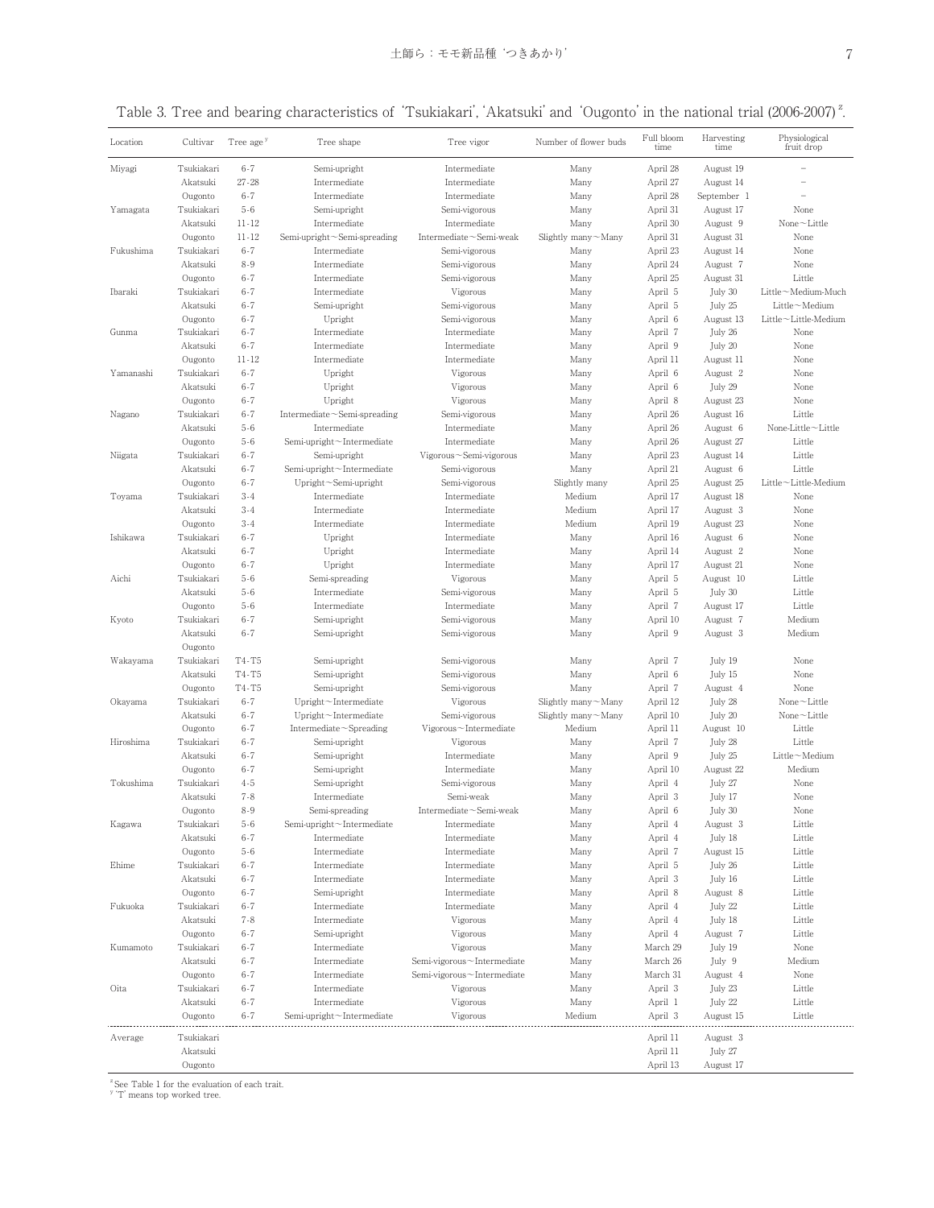Table 3. Tree and bearing characteristics of 'Tsukiakari', 'Akatsuki' and 'Ougonto' in the national trial (2006-2007) [z].

| Location | Cultivar | Tree age [y] | Tree shape | Tree vigor | Number of flower buds | Full bloom time | Harvesting time | Physiological fruit drop |
|---|---|---|---|---|---|---|---|---|
| Miyagi | Tsukiakari | 6-7 | Semi-upright | Intermediate | Many | April 28 | August 19 | – |
| | Akatsuki | 27-28 | Intermediate | Intermediate | Many | April 27 | August 14 | – |
| | Ougonto | 6-7 | Intermediate | Intermediate | Many | April 28 | September 1 | – |
| Yamagata | Tsukiakari | 5-6 | Semi-upright | Semi-vigorous | Many | April 31 | August 17 | None |
| | Akatsuki | 11-12 | Intermediate | Intermediate | Many | April 30 | August 9 | None～Little |
| | Ougonto | 11-12 | Semi-upright～Semi-spreading | Intermediate～Semi-weak | Slightly many～Many | April 31 | August 31 | None |
| Fukushima | Tsukiakari | 6-7 | Intermediate | Semi-vigorous | Many | April 23 | August 14 | None |
| | Akatsuki | 8-9 | Intermediate | Semi-vigorous | Many | April 24 | August 7 | None |
| | Ougonto | 6-7 | Intermediate | Semi-vigorous | Many | April 25 | August 31 | Little |
| Ibaraki | Tsukiakari | 6-7 | Intermediate | Vigorous | Many | April 5 | July 30 | Little～Medium-Much |
| | Akatsuki | 6-7 | Semi-upright | Semi-vigorous | Many | April 5 | July 25 | Little～Medium |
| | Ougonto | 6-7 | Upright | Semi-vigorous | Many | April 6 | August 13 | Little～Little-Medium |
| Gunma | Tsukiakari | 6-7 | Intermediate | Intermediate | Many | April 7 | July 26 | None |
| | Akatsuki | 6-7 | Intermediate | Intermediate | Many | April 9 | July 20 | None |
| | Ougonto | 11-12 | Intermediate | Intermediate | Many | April 11 | August 11 | None |
| Yamanashi | Tsukiakari | 6-7 | Upright | Vigorous | Many | April 6 | August 2 | None |
| | Akatsuki | 6-7 | Upright | Vigorous | Many | April 6 | July 29 | None |
| | Ougonto | 6-7 | Upright | Vigorous | Many | April 8 | August 23 | None |
| Nagano | Tsukiakari | 6-7 | Intermediate～Semi-spreading | Semi-vigorous | Many | April 26 | August 16 | Little |
| | Akatsuki | 5-6 | Intermediate | Intermediate | Many | April 26 | August 6 | None-Little～Little |
| | Ougonto | 5-6 | Semi-upright～Intermediate | Intermediate | Many | April 26 | August 27 | Little |
| Niigata | Tsukiakari | 6-7 | Semi-upright | Vigorous～Semi-vigorous | Many | April 23 | August 14 | Little |
| | Akatsuki | 6-7 | Semi-upright～Intermediate | Semi-vigorous | Many | April 21 | August 6 | Little |
| | Ougonto | 6-7 | Upright～Semi-upright | Semi-vigorous | Slightly many | April 25 | August 25 | Little～Little-Medium |
| Toyama | Tsukiakari | 3-4 | Intermediate | Intermediate | Medium | April 17 | August 18 | None |
| | Akatsuki | 3-4 | Intermediate | Intermediate | Medium | April 17 | August 3 | None |
| | Ougonto | 3-4 | Intermediate | Intermediate | Medium | April 19 | August 23 | None |
| Ishikawa | Tsukiakari | 6-7 | Upright | Intermediate | Many | April 16 | August 6 | None |
| | Akatsuki | 6-7 | Upright | Intermediate | Many | April 14 | August 2 | None |
| | Ougonto | 6-7 | Upright | Intermediate | Many | April 17 | August 21 | None |
| Aichi | Tsukiakari | 5-6 | Semi-spreading | Vigorous | Many | April 5 | August 10 | Little |
| | Akatsuki | 5-6 | Intermediate | Semi-vigorous | Many | April 5 | July 30 | Little |
| | Ougonto | 5-6 | Intermediate | Intermediate | Many | April 7 | August 17 | Little |
| Kyoto | Tsukiakari | 6-7 | Semi-upright | Semi-vigorous | Many | April 10 | August 7 | Medium |
| | Akatsuki | 6-7 | Semi-upright | Semi-vigorous | Many | April 9 | August 3 | Medium |
| | Ougonto | | | | | | | |
| Wakayama | Tsukiakari | T4-T5 | Semi-upright | Semi-vigorous | Many | April 7 | July 19 | None |
| | Akatsuki | T4-T5 | Semi-upright | Semi-vigorous | Many | April 6 | July 15 | None |
| | Ougonto | T4-T5 | Semi-upright | Semi-vigorous | Many | April 7 | August 4 | None |
| Okayama | Tsukiakari | 6-7 | Upright～Intermediate | Vigorous | Slightly many～Many | April 12 | July 28 | None～Little |
| | Akatsuki | 6-7 | Upright～Intermediate | Semi-vigorous | Slightly many～Many | April 10 | July 20 | None～Little |
| | Ougonto | 6-7 | Intermediate～Spreading | Vigorous～Intermediate | Medium | April 11 | August 10 | Little |
| Hiroshima | Tsukiakari | 6-7 | Semi-upright | Vigorous | Many | April 7 | July 28 | Little |
| | Akatsuki | 6-7 | Semi-upright | Intermediate | Many | April 9 | July 25 | Little～Medium |
| | Ougonto | 6-7 | Semi-upright | Intermediate | Many | April 10 | August 22 | Medium |
| Tokushima | Tsukiakari | 4-5 | Semi-upright | Semi-vigorous | Many | April 4 | July 27 | None |
| | Akatsuki | 7-8 | Intermediate | Semi-weak | Many | April 3 | July 17 | None |
| | Ougonto | 8-9 | Semi-spreading | Intermediate～Semi-weak | Many | April 6 | July 30 | None |
| Kagawa | Tsukiakari | 5-6 | Semi-upright～Intermediate | Intermediate | Many | April 4 | August 3 | Little |
| | Akatsuki | 6-7 | Intermediate | Intermediate | Many | April 4 | July 18 | Little |
| | Ougonto | 5-6 | Intermediate | Intermediate | Many | April 7 | August 15 | Little |
| Ehime | Tsukiakari | 6-7 | Intermediate | Intermediate | Many | April 5 | July 26 | Little |
| | Akatsuki | 6-7 | Intermediate | Intermediate | Many | April 3 | July 16 | Little |
| | Ougonto | 6-7 | Semi-upright | Intermediate | Many | April 8 | August 8 | Little |
| Fukuoka | Tsukiakari | 6-7 | Intermediate | Intermediate | Many | April 4 | July 22 | Little |
| | Akatsuki | 7-8 | Intermediate | Vigorous | Many | April 4 | July 18 | Little |
| | Ougonto | 6-7 | Semi-upright | Vigorous | Many | April 4 | August 7 | Little |
| Kumamoto | Tsukiakari | 6-7 | Intermediate | Vigorous | Many | March 29 | July 19 | None |
| | Akatsuki | 6-7 | Intermediate | Semi-vigorous～Intermediate | Many | March 26 | July 9 | Medium |
| | Ougonto | 6-7 | Intermediate | Semi-vigorous～Intermediate | Many | March 31 | August 4 | None |
| Oita | Tsukiakari | 6-7 | Intermediate | Vigorous | Many | April 3 | July 23 | Little |
| | Akatsuki | 6-7 | Intermediate | Vigorous | Many | April 1 | July 22 | Little |
| | Ougonto | 6-7 | Semi-upright～Intermediate | Vigorous | Medium | April 3 | August 15 | Little |
| Average | Tsukiakari | | | | | April 11 | August 3 | |
| | Akatsuki | | | | | April 11 | July 27 | |
| | Ougonto | | | | | April 13 | August 17 | |

[z] See Table 1 for the evaluation of each trait.
[y] 'T' means top worked tree.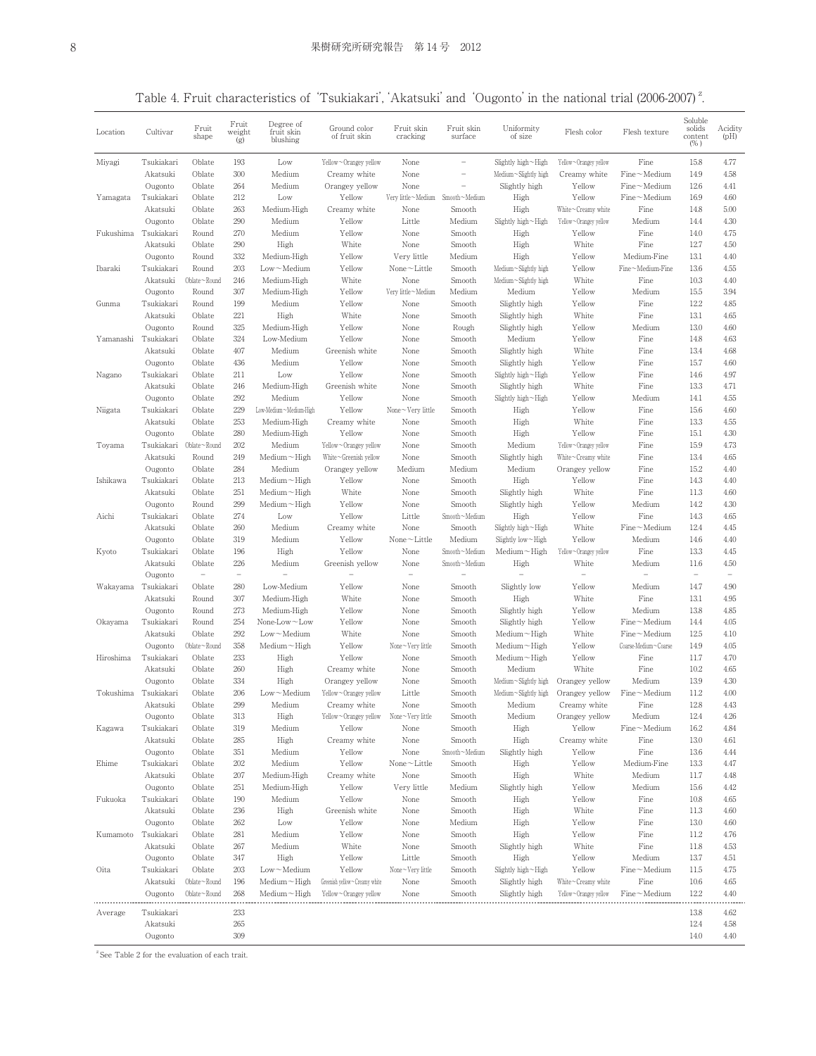Table 4. Fruit characteristics of 'Tsukiakari', 'Akatsuki' and 'Ougonto' in the national trial (2006-2007) [z].

| Location | Cultivar | Fruit shape | Fruit weight (g) | Degree of fruit skin blushing | Ground color of fruit skin | Fruit skin cracking | Fruit skin surface | Uniformity of size | Flesh color | Flesh texture | Soluble solids content (%) | Acidity (pH) |
|---|---|---|---|---|---|---|---|---|---|---|---|---|
| Miyagi | Tsukiakari | Oblate | 193 | Low | Yellow～Orangey yellow | None | － | Slightly high～High | Yellow～Orangey yellow | Fine | 15.8 | 4.77 |
| | Akatsuki | Oblate | 300 | Medium | Creamy white | None | － | Medium～Slightly high | Creamy white | Fine～Medium | 14.9 | 4.58 |
| | Ougonto | Oblate | 264 | Medium | Orangey yellow | None | － | Slightly high | Yellow | Fine～Medium | 12.6 | 4.41 |
| Yamagata | Tsukiakari | Oblate | 212 | Low | Yellow | Very little～Medium | Smooth～Medium | High | Yellow | Fine～Medium | 16.9 | 4.60 |
| | Akatsuki | Oblate | 263 | Medium-High | Creamy white | None | Smooth | High | White～Creamy white | Fine | 14.8 | 5.00 |
| | Ougonto | Oblate | 290 | Medium | Yellow | Little | Medium | Slightly high～High | Yellow～Orangey yellow | Medium | 14.4 | 4.30 |
| Fukushima | Tsukiakari | Round | 270 | Medium | Yellow | None | Smooth | High | Yellow | Fine | 14.0 | 4.75 |
| | Akatsuki | Oblate | 290 | High | White | None | Smooth | High | White | Fine | 12.7 | 4.50 |
| | Ougonto | Round | 332 | Medium-High | Yellow | Very little | Medium | High | Yellow | Medium-Fine | 13.1 | 4.40 |
| Ibaraki | Tsukiakari | Round | 203 | Low～Medium | Yellow | None～Little | Smooth | Medium～Slightly high | Yellow | Fine～Medium-Fine | 13.6 | 4.55 |
| | Akatsuki | Oblate～Round | 246 | Medium-High | White | None | Smooth | Medium～Slightly high | White | Fine | 10.3 | 4.40 |
| | Ougonto | Round | 307 | Medium-High | Yellow | Very little～Medium | Medium | Medium | Yellow | Medium | 15.5 | 3.94 |
| Gunma | Tsukiakari | Round | 199 | Medium | Yellow | None | Smooth | Slightly high | Yellow | Fine | 12.2 | 4.85 |
| | Akatsuki | Oblate | 221 | High | White | None | Smooth | Slightly high | White | Fine | 13.1 | 4.65 |
| | Ougonto | Round | 325 | Medium-High | Yellow | None | Rough | Slightly high | Yellow | Medium | 13.0 | 4.60 |
| Yamanashi | Tsukiakari | Oblate | 324 | Low-Medium | Yellow | None | Smooth | Medium | Yellow | Fine | 14.8 | 4.63 |
| | Akatsuki | Oblate | 407 | Medium | Greenish white | None | Smooth | Slightly high | White | Fine | 13.4 | 4.68 |
| | Ougonto | Oblate | 436 | Medium | Yellow | None | Smooth | Slightly high | Yellow | Fine | 15.7 | 4.60 |
| Nagano | Tsukiakari | Oblate | 211 | Low | Yellow | None | Smooth | Slightly high～High | Yellow | Fine | 14.6 | 4.97 |
| | Akatsuki | Oblate | 246 | Medium-High | Greenish white | None | Smooth | Slightly high | White | Fine | 13.3 | 4.71 |
| | Ougonto | Oblate | 292 | Medium | Yellow | None | Smooth | Slightly high～High | Yellow | Medium | 14.1 | 4.55 |
| Niigata | Tsukiakari | Oblate | 229 | Low-Medium～Medium-High | Yellow | None～Very little | Smooth | High | Yellow | Fine | 15.6 | 4.60 |
| | Akatsuki | Oblate | 253 | Medium-High | Creamy white | None | Smooth | High | White | Fine | 13.3 | 4.55 |
| | Ougonto | Oblate | 280 | Medium-High | Yellow | None | Smooth | High | Yellow | Fine | 15.1 | 4.30 |
| Toyama | Tsukiakari | Oblate～Round | 202 | Medium | Yellow～Orangey yellow | None | Smooth | Medium | Yellow～Orangey yellow | Fine | 15.9 | 4.73 |
| | Akatsuki | Round | 249 | Medium～High | White～Greenish yellow | None | Smooth | Slightly high | White～Creamy white | Fine | 13.4 | 4.65 |
| | Ougonto | Oblate | 284 | Medium | Orangey yellow | Medium | Medium | Medium | Orangey yellow | Fine | 15.2 | 4.40 |
| Ishikawa | Tsukiakari | Oblate | 213 | Medium～High | Yellow | None | Smooth | High | Yellow | Fine | 14.3 | 4.40 |
| | Akatsuki | Oblate | 251 | Medium～High | White | None | Smooth | Slightly high | White | Fine | 11.3 | 4.60 |
| | Ougonto | Round | 299 | Medium～High | Yellow | None | Smooth | Slightly high | Yellow | Medium | 14.2 | 4.30 |
| Aichi | Tsukiakari | Oblate | 274 | Low | Yellow | Little | Smooth～Medium | High | Yellow | Fine | 14.3 | 4.65 |
| | Akatsuki | Oblate | 260 | Medium | Creamy white | None | Smooth | Slightly high～High | White | Fine～Medium | 12.4 | 4.45 |
| | Ougonto | Oblate | 319 | Medium | Yellow | None～Little | Medium | Slightly low～High | Yellow | Medium | 14.6 | 4.40 |
| Kyoto | Tsukiakari | Oblate | 196 | High | Yellow | None | Smooth～Medium | Medium～High | Yellow～Orangey yellow | Fine | 13.3 | 4.45 |
| | Akatsuki | Oblate | 226 | Medium | Greenish yellow | None | Smooth～Medium | High | White | Medium | 11.6 | 4.50 |
| | Ougonto | － | － | － | － | － | － | － | － | － | － | － |
| Wakayama | Tsukiakari | Oblate | 280 | Low-Medium | Yellow | None | Smooth | Slightly low | Yellow | Medium | 14.7 | 4.90 |
| | Akatsuki | Round | 307 | Medium-High | White | None | Smooth | High | White | Fine | 13.1 | 4.95 |
| | Ougonto | Round | 273 | Medium-High | Yellow | None | Smooth | Slightly high | Yellow | Medium | 13.8 | 4.85 |
| Okayama | Tsukiakari | Round | 254 | None-Low～Low | Yellow | None | Smooth | Slightly high | Yellow | Fine～Medium | 14.4 | 4.05 |
| | Akatsuki | Oblate | 292 | Low～Medium | White | None | Smooth | Medium～High | White | Fine～Medium | 12.5 | 4.10 |
| | Ougonto | Oblate～Round | 358 | Medium～High | Yellow | None～Very little | Smooth | Medium～High | Yellow | Coarse-Medium～Coarse | 14.9 | 4.05 |
| Hiroshima | Tsukiakari | Oblate | 233 | High | Yellow | None | Smooth | Medium～High | Yellow | Fine | 11.7 | 4.70 |
| | Akatsuki | Oblate | 260 | High | Creamy white | None | Smooth | Medium | White | Fine | 10.2 | 4.65 |
| | Ougonto | Oblate | 334 | High | Orangey yellow | None | Smooth | Medium～Slightly high | Orangey yellow | Medium | 13.9 | 4.30 |
| Tokushima | Tsukiakari | Oblate | 206 | Low～Medium | Yellow～Orangey yellow | Little | Smooth | Medium～Slightly high | Orangey yellow | Fine～Medium | 11.2 | 4.00 |
| | Akatsuki | Oblate | 299 | Medium | Creamy white | None | Smooth | Medium | Creamy white | Fine | 12.8 | 4.43 |
| | Ougonto | Oblate | 313 | High | Yellow～Orangey yellow | None～Very little | Smooth | Medium | Orangey yellow | Medium | 12.4 | 4.26 |
| Kagawa | Tsukiakari | Oblate | 319 | Medium | Yellow | None | Smooth | High | Yellow | Fine～Medium | 16.2 | 4.84 |
| | Akatsuki | Oblate | 285 | High | Creamy white | None | Smooth | High | Creamy white | Fine | 13.0 | 4.61 |
| | Ougonto | Oblate | 351 | Medium | Yellow | None | Smooth～Medium | Slightly high | Yellow | Fine | 13.6 | 4.44 |
| Ehime | Tsukiakari | Oblate | 202 | Medium | Yellow | None～Little | Smooth | High | Yellow | Medium-Fine | 13.3 | 4.47 |
| | Akatsuki | Oblate | 207 | Medium-High | Creamy white | None | Smooth | High | White | Medium | 11.7 | 4.48 |
| | Ougonto | Oblate | 251 | Medium-High | Yellow | Very little | Medium | Slightly high | Yellow | Medium | 15.6 | 4.42 |
| Fukuoka | Tsukiakari | Oblate | 190 | Medium | Yellow | None | Smooth | High | Yellow | Fine | 10.8 | 4.65 |
| | Akatsuki | Oblate | 236 | High | Greenish white | None | Smooth | High | White | Fine | 11.3 | 4.60 |
| | Ougonto | Oblate | 262 | Low | Yellow | None | Medium | High | Yellow | Fine | 13.0 | 4.60 |
| Kumamoto | Tsukiakari | Oblate | 281 | Medium | Yellow | None | Smooth | High | Yellow | Fine | 11.2 | 4.76 |
| | Akatsuki | Oblate | 267 | Medium | White | None | Smooth | Slightly high | White | Fine | 11.8 | 4.53 |
| | Ougonto | Oblate | 347 | High | Yellow | Little | Smooth | High | Yellow | Medium | 13.7 | 4.51 |
| Oita | Tsukiakari | Oblate | 203 | Low～Medium | Yellow | None～Very little | Smooth | Slightly high～High | Yellow | Fine～Medium | 11.5 | 4.75 |
| | Akatsuki | Oblate～Round | 196 | Medium～High | Greenish yellow～Creamy white | None | Smooth | Slightly high | White～Creamy white | Fine | 10.6 | 4.65 |
| | Ougonto | Oblate～Round | 268 | Medium～High | Yellow～Orangey yellow | None | Smooth | Slightly high | Yellow～Orangey yellow | Fine～Medium | 12.2 | 4.40 |
| Average | Tsukiakari | | 233 | | | | | | | | 13.8 | 4.62 |
| | Akatsuki | | 265 | | | | | | | | 12.4 | 4.58 |
| | Ougonto | | 309 | | | | | | | | 14.0 | 4.40 |

[z] See Table 2 for the evaluation of each trait.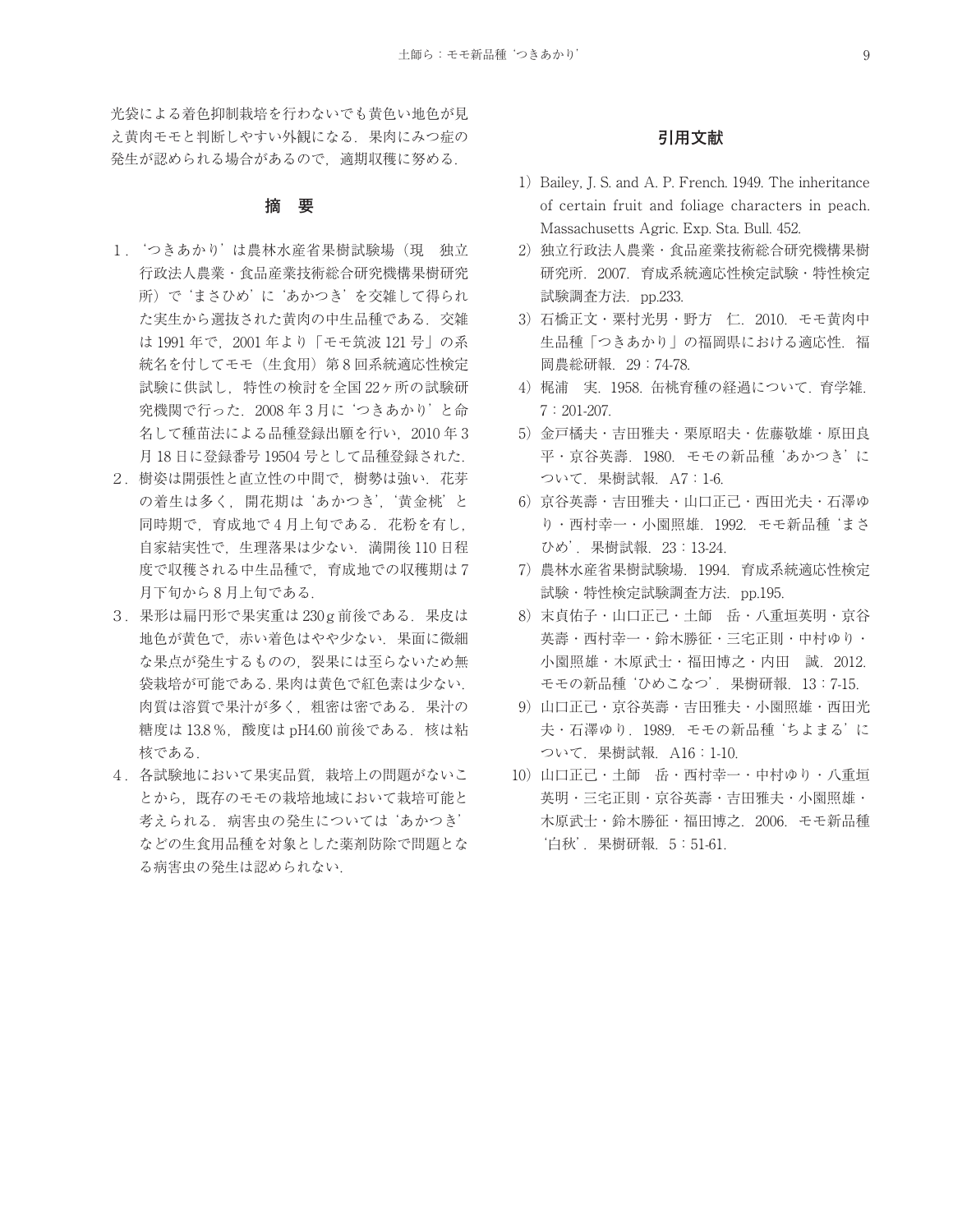光袋による着色抑制栽培を行わないでも黄色い地色が見え黄肉モモと判断しやすい外観になる．果肉にみつ症の発生が認められる場合があるので，適期収穫に努める．

## 摘　要

1．‘つきあかり’は農林水産省果樹試験場（現　独立行政法人農業・食品産業技術総合研究機構果樹研究所）で‘まさひめ’に‘あかつき’を交雑して得られた実生から選抜された黄肉の中生品種である．交雑は 1991 年で，2001 年より「モモ筑波 121 号」の系統名を付してモモ（生食用）第 8 回系統適応性検定試験に供試し，特性の検討を全国 22ヶ所の試験研究機関で行った．2008 年 3 月に‘つきあかり’と命名して種苗法による品種登録出願を行い，2010 年 3 月 18 日に登録番号 19504 号として品種登録された．

2．樹姿は開張性と直立性の中間で，樹勢は強い．花芽の着生は多く，開花期は‘あかつき’，‘黄金桃’と同時期で，育成地で 4 月上旬である．花粉を有し，自家結実性で，生理落果は少ない．満開後 110 日程度で収穫される中生品種で，育成地での収穫期は 7 月下旬から 8 月上旬である．

3．果形は扁円形で果実重は 230 g 前後である．果皮は地色が黄色で，赤い着色はやや少ない．果面に微細な果点が発生するものの，裂果には至らないため無袋栽培が可能である．果肉は黄色で紅色素は少ない．肉質は溶質で果汁が多く，粗密は密である．果汁の糖度は 13.8 %，酸度は pH4.60 前後である．核は粘核である．

4．各試験地において果実品質，栽培上の問題がないことから，既存のモモの栽培地域において栽培可能と考えられる．病害虫の発生については‘あかつき’などの生食用品種を対象とした薬剤防除で問題となる病害虫の発生は認められない．

## 引用文献

1）Bailey, J. S. and A. P. French. 1949. The inheritance of certain fruit and foliage characters in peach. Massachusetts Agric. Exp. Sta. Bull. 452.

2）独立行政法人農業・食品産業技術総合研究機構果樹研究所．2007．育成系統適応性検定試験・特性検定試験調査方法．pp.233.

3）石橋正文・粟村光男・野方　仁．2010．モモ黄肉中生品種「つきあかり」の福岡県における適応性．福岡農総研報．29：74-78.

4）梶浦　実．1958．缶桃育種の経過について．育学雑．7：201-207.

5）金戸橘夫・吉田雅夫・栗原昭夫・佐藤敬雄・原田良平・京谷英壽．1980．モモの新品種‘あかつき’について．果樹試報．A7：1-6.

6）京谷英壽・吉田雅夫・山口正己・西田光夫・石澤ゆり・西村幸一・小園照雄．1992．モモ新品種‘まさひめ’．果樹試報．23：13-24.

7）農林水産省果樹試験場．1994．育成系統適応性検定試験・特性検定試験調査方法．pp.195.

8）末貞佑子・山口正己・土師　岳・八重垣英明・京谷英壽・西村幸一・鈴木勝征・三宅正則・中村ゆり・小園照雄・木原武士・福田博之・内田　誠．2012．モモの新品種‘ひめこなつ’．果樹研報．13：7-15.

9）山口正己・京谷英壽・吉田雅夫・小園照雄・西田光夫・石澤ゆり．1989．モモの新品種‘ちよまる’について．果樹試報．A16：1-10.

10）山口正己・土師　岳・西村幸一・中村ゆり・八重垣英明・三宅正則・京谷英壽・吉田雅夫・小園照雄・木原武士・鈴木勝征・福田博之．2006．モモ新品種‘白秋’．果樹研報．5：51-61.